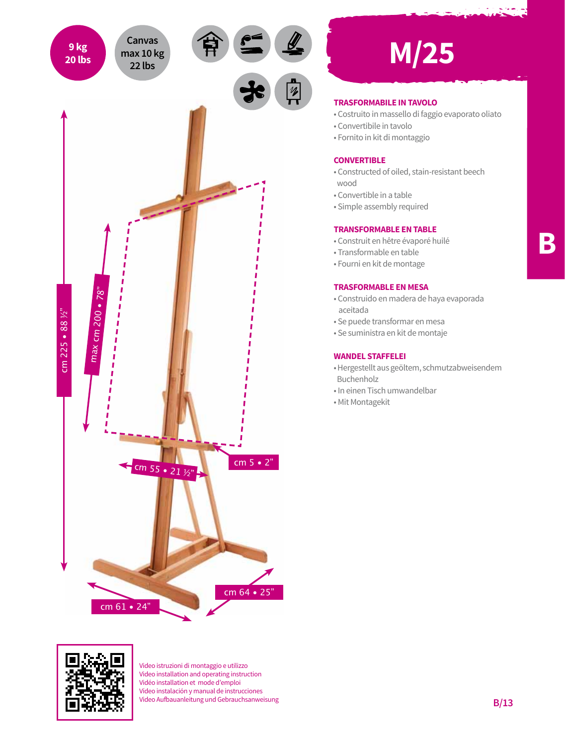9 kg
20 lbs

Canvas
max 10 kg
22 lbs

# M/25

### TRASFORMABILE IN TAVOLO

- Costruito in massello di faggio evaporato oliato
- Convertibile in tavolo
- Fornito in kit di montaggio

### CONVERTIBLE

- Constructed of oiled, stain-resistant beech wood
- Convertible in a table
- Simple assembly required

### TRANSFORMABLE EN TABLE

- Construit en hêtre évaporé huilé
- Transformable en table
- Fourni en kit de montage

### TRASFORMABLE EN MESA

- Construido en madera de haya evaporada aceitada
- Se puede transformar en mesa
- Se suministra en kit de montaje

### WANDEL STAFFELEI

- Hergestellt aus geöltem, schmutzabweisendem Buchenholz
- In einen Tisch umwandelbar
- Mit Montagekit

B

cm 225 • 88 ½”

max cm 200 • 78”

cm 55 • 21 ½”

cm 5 • 2”

cm 61 • 24”

cm 64 • 25”

Video istruzioni di montaggio e utilizzo
Video installation and operating instruction
Vidéo installation et mode d'emploi
Vídeo instalación y manual de instrucciones
Video Aufbauanleitung und Gebrauchsanweisung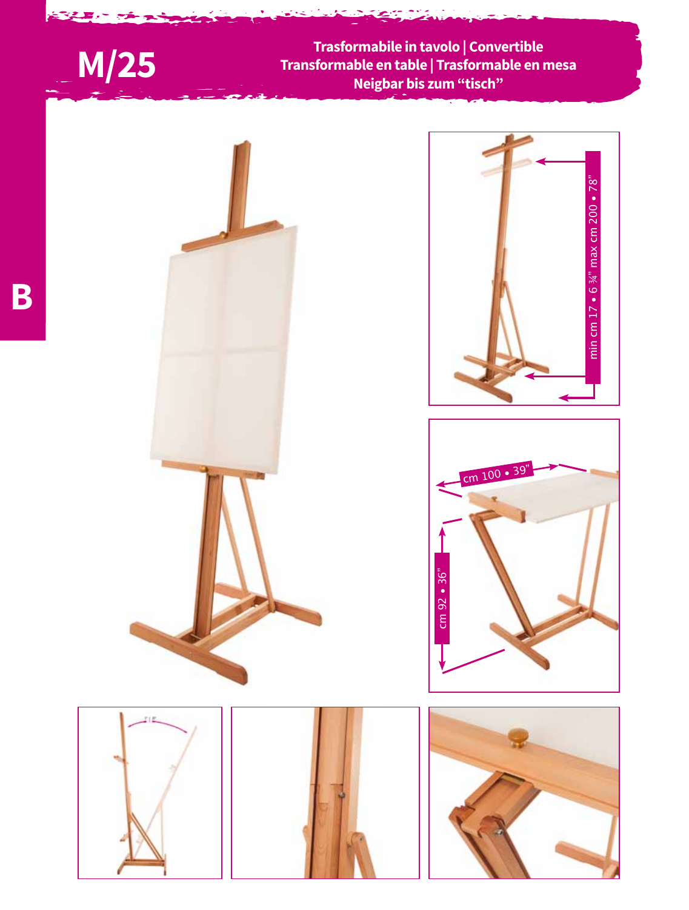# M/25

**Trasformabile in tavolo | Convertible**
**Transformable en table | Trasformable en mesa**
**Neigbar bis zum "tisch"**

B

min cm 17 • 6 ¾" max cm 200 • 78"

cm 100 • 39"

cm 92 • 36"